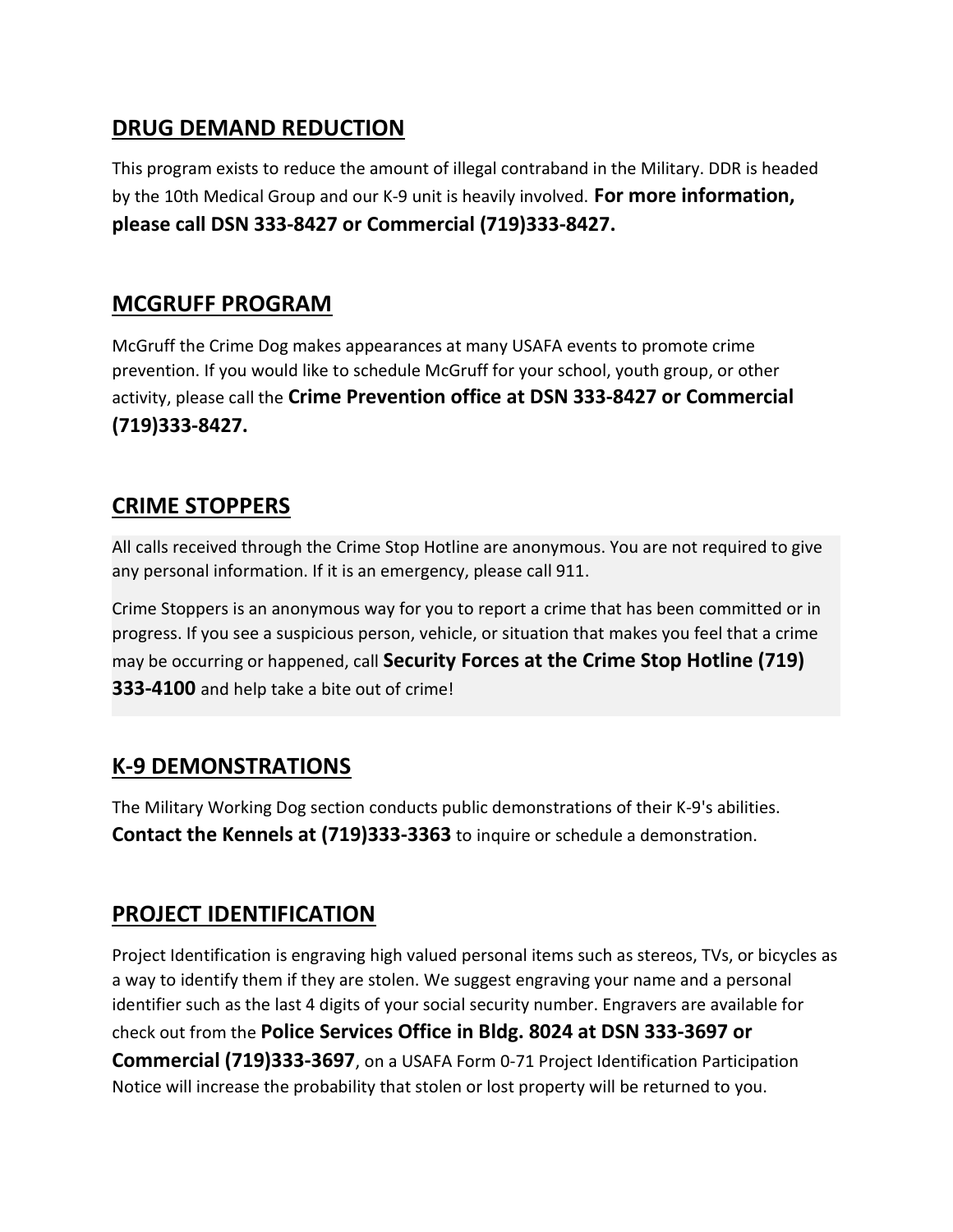## DRUG DEMAND REDUCTION

This program exists to reduce the amount of illegal contraband in the Military. DDR is headed by the 10th Medical Group and our K-9 unit is heavily involved. **For more information, please call DSN 333-8427 or Commercial (719)333-8427.**

## MCGRUFF PROGRAM

McGruff the Crime Dog makes appearances at many USAFA events to promote crime prevention. If you would like to schedule McGruff for your school, youth group, or other activity, please call the **Crime Prevention office at DSN 333-8427 or Commercial (719)333-8427.**

## CRIME STOPPERS

All calls received through the Crime Stop Hotline are anonymous. You are not required to give any personal information. If it is an emergency, please call 911.

Crime Stoppers is an anonymous way for you to report a crime that has been committed or in progress. If you see a suspicious person, vehicle, or situation that makes you feel that a crime may be occurring or happened, call **Security Forces at the Crime Stop Hotline (719) 333-4100** and help take a bite out of crime!

## K-9 DEMONSTRATIONS

The Military Working Dog section conducts public demonstrations of their K-9's abilities. **Contact the Kennels at (719)333-3363** to inquire or schedule a demonstration.

## PROJECT IDENTIFICATION

Project Identification is engraving high valued personal items such as stereos, TVs, or bicycles as a way to identify them if they are stolen. We suggest engraving your name and a personal identifier such as the last 4 digits of your social security number. Engravers are available for check out from the **Police Services Office in Bldg. 8024 at DSN 333-3697 or Commercial (719)333-3697**, on a USAFA Form 0-71 Project Identification Participation Notice will increase the probability that stolen or lost property will be returned to you.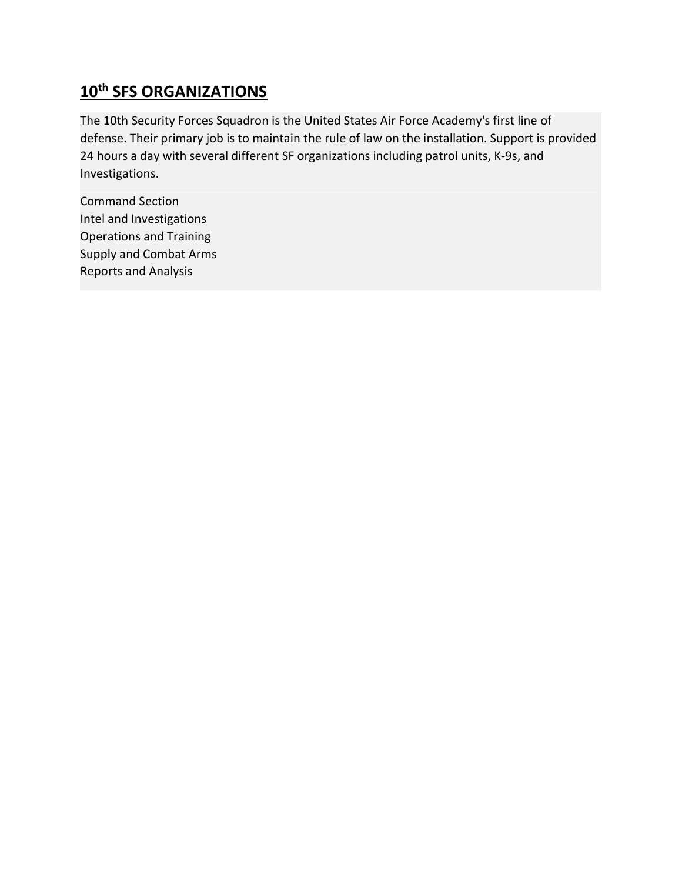## 10th SFS ORGANIZATIONS

The 10th Security Forces Squadron is the United States Air Force Academy's first line of defense. Their primary job is to maintain the rule of law on the installation. Support is provided 24 hours a day with several different SF organizations including patrol units, K-9s, and Investigations.

Command Section
Intel and Investigations
Operations and Training
Supply and Combat Arms
Reports and Analysis